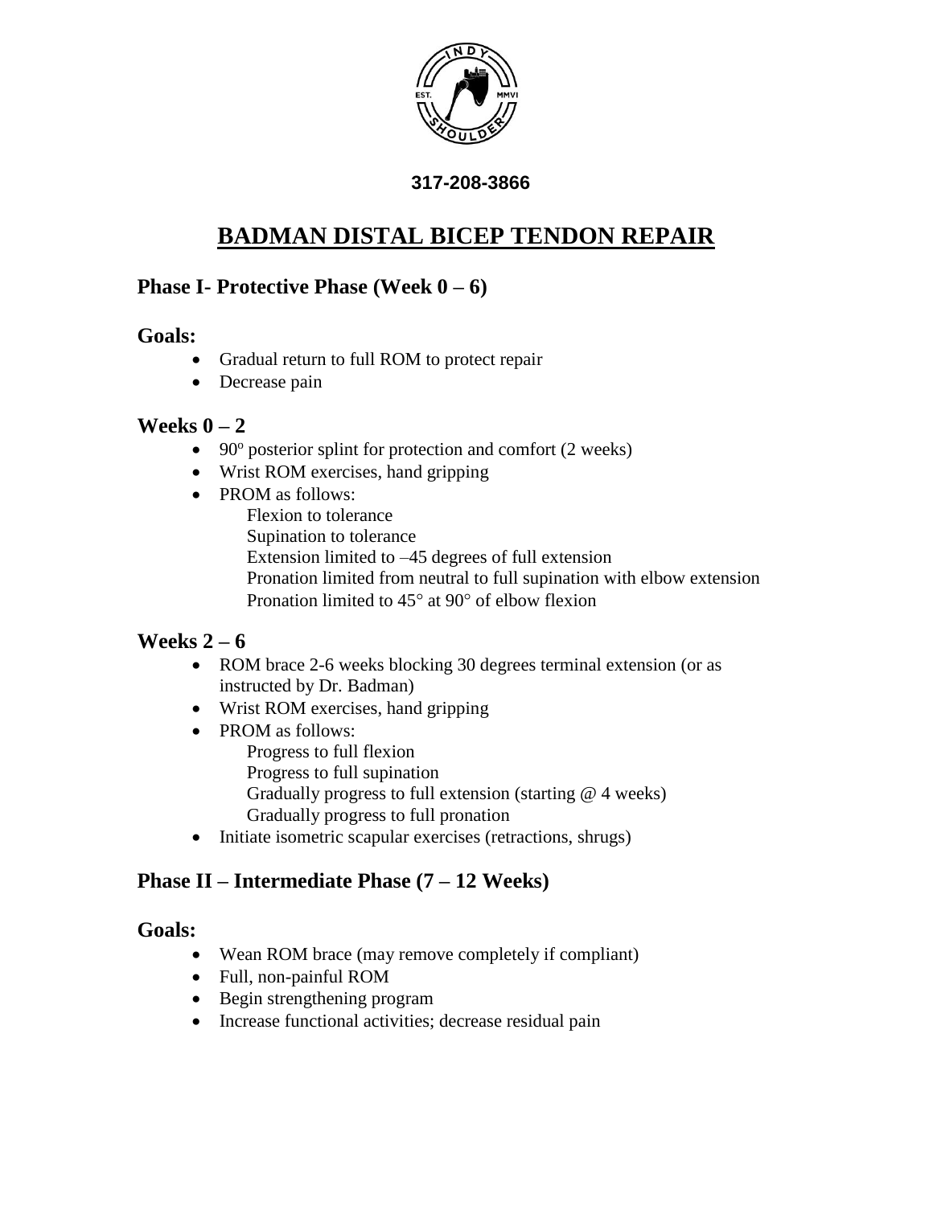317-208-3866

# BADMAN DISTAL BICEP TENDON REPAIR

## Phase I- Protective Phase (Week 0 – 6)

### Goals:

- Gradual return to full ROM to protect repair
- Decrease pain

### Weeks 0 – 2

- 90º posterior splint for protection and comfort (2 weeks)
- Wrist ROM exercises, hand gripping
- PROM as follows:
  - Flexion to tolerance
  - Supination to tolerance
  - Extension limited to –45 degrees of full extension
  - Pronation limited from neutral to full supination with elbow extension
  - Pronation limited to 45° at 90° of elbow flexion

### Weeks 2 – 6

- ROM brace 2-6 weeks blocking 30 degrees terminal extension (or as instructed by Dr. Badman)
- Wrist ROM exercises, hand gripping
- PROM as follows:
  - Progress to full flexion
  - Progress to full supination
  - Gradually progress to full extension (starting @ 4 weeks)
  - Gradually progress to full pronation
- Initiate isometric scapular exercises (retractions, shrugs)

## Phase II – Intermediate Phase (7 – 12 Weeks)

### Goals:

- Wean ROM brace (may remove completely if compliant)
- Full, non-painful ROM
- Begin strengthening program
- Increase functional activities; decrease residual pain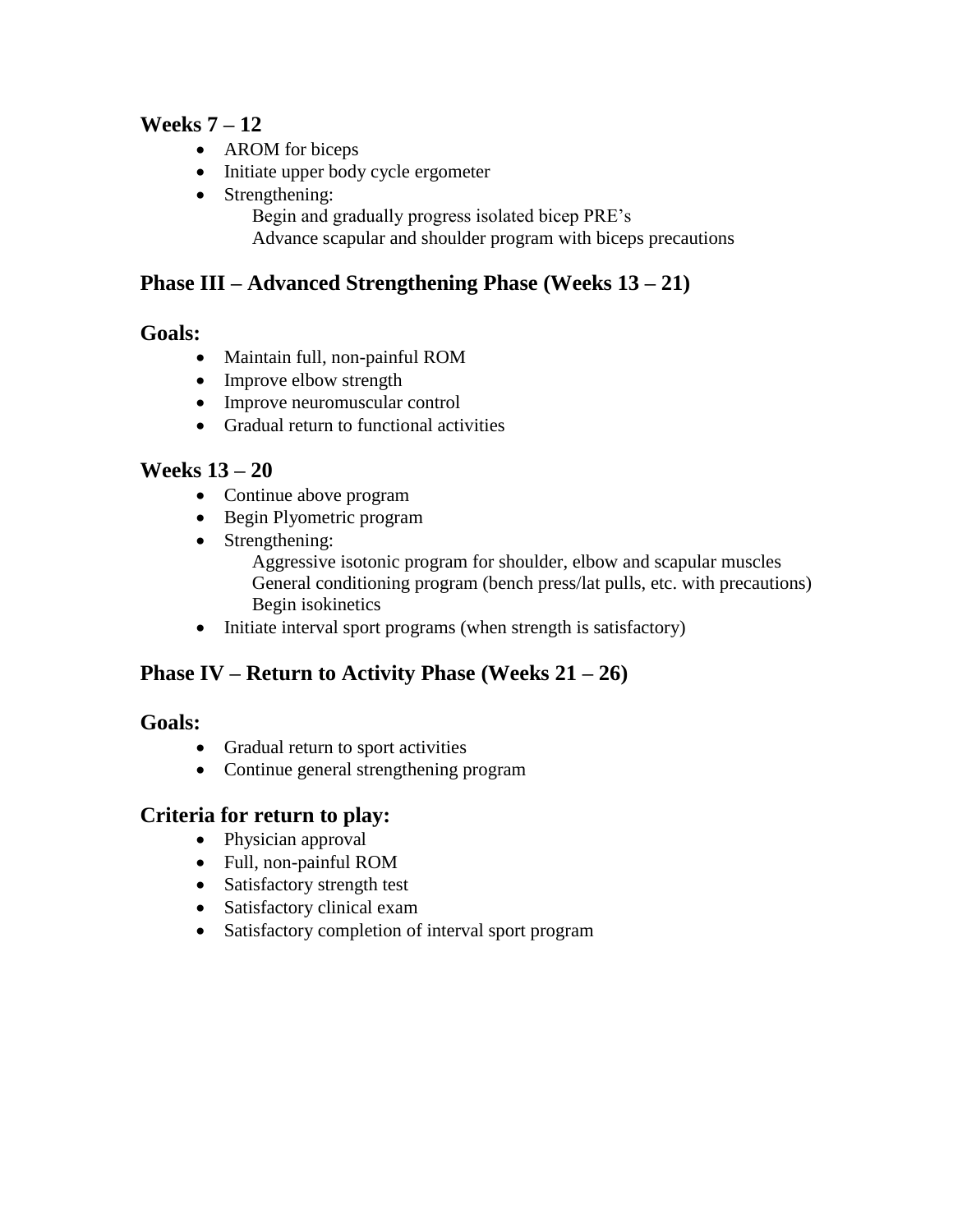### Weeks 7 – 12

- AROM for biceps
- Initiate upper body cycle ergometer
- Strengthening:
  - Begin and gradually progress isolated bicep PRE's
  - Advance scapular and shoulder program with biceps precautions

## Phase III – Advanced Strengthening Phase (Weeks 13 – 21)

### Goals:

- Maintain full, non-painful ROM
- Improve elbow strength
- Improve neuromuscular control
- Gradual return to functional activities

### Weeks 13 – 20

- Continue above program
- Begin Plyometric program
- Strengthening:
  - Aggressive isotonic program for shoulder, elbow and scapular muscles
  - General conditioning program (bench press/lat pulls, etc. with precautions)
  - Begin isokinetics
- Initiate interval sport programs (when strength is satisfactory)

## Phase IV – Return to Activity Phase (Weeks 21 – 26)

### Goals:

- Gradual return to sport activities
- Continue general strengthening program

### Criteria for return to play:

- Physician approval
- Full, non-painful ROM
- Satisfactory strength test
- Satisfactory clinical exam
- Satisfactory completion of interval sport program